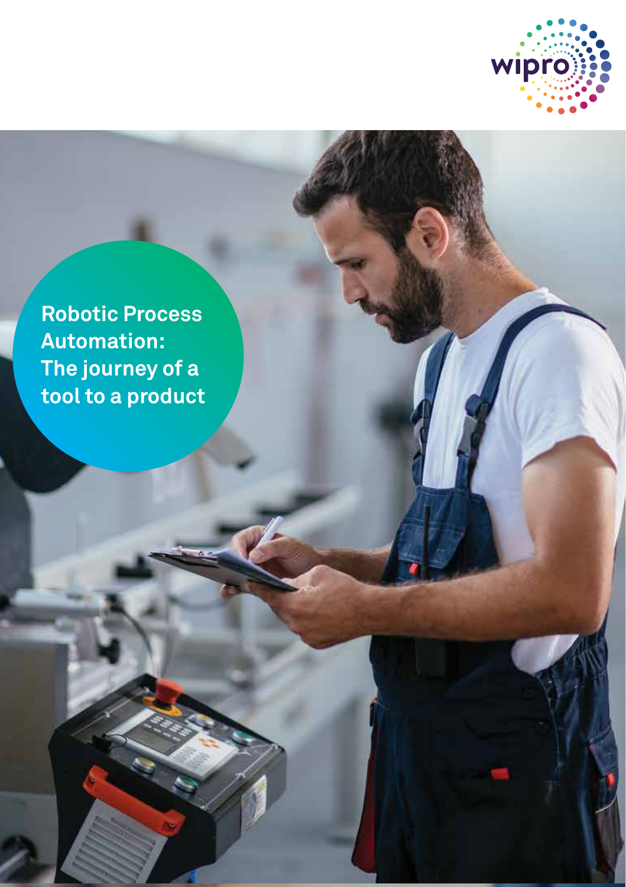# Robotic Process Automation: The journey of a tool to a product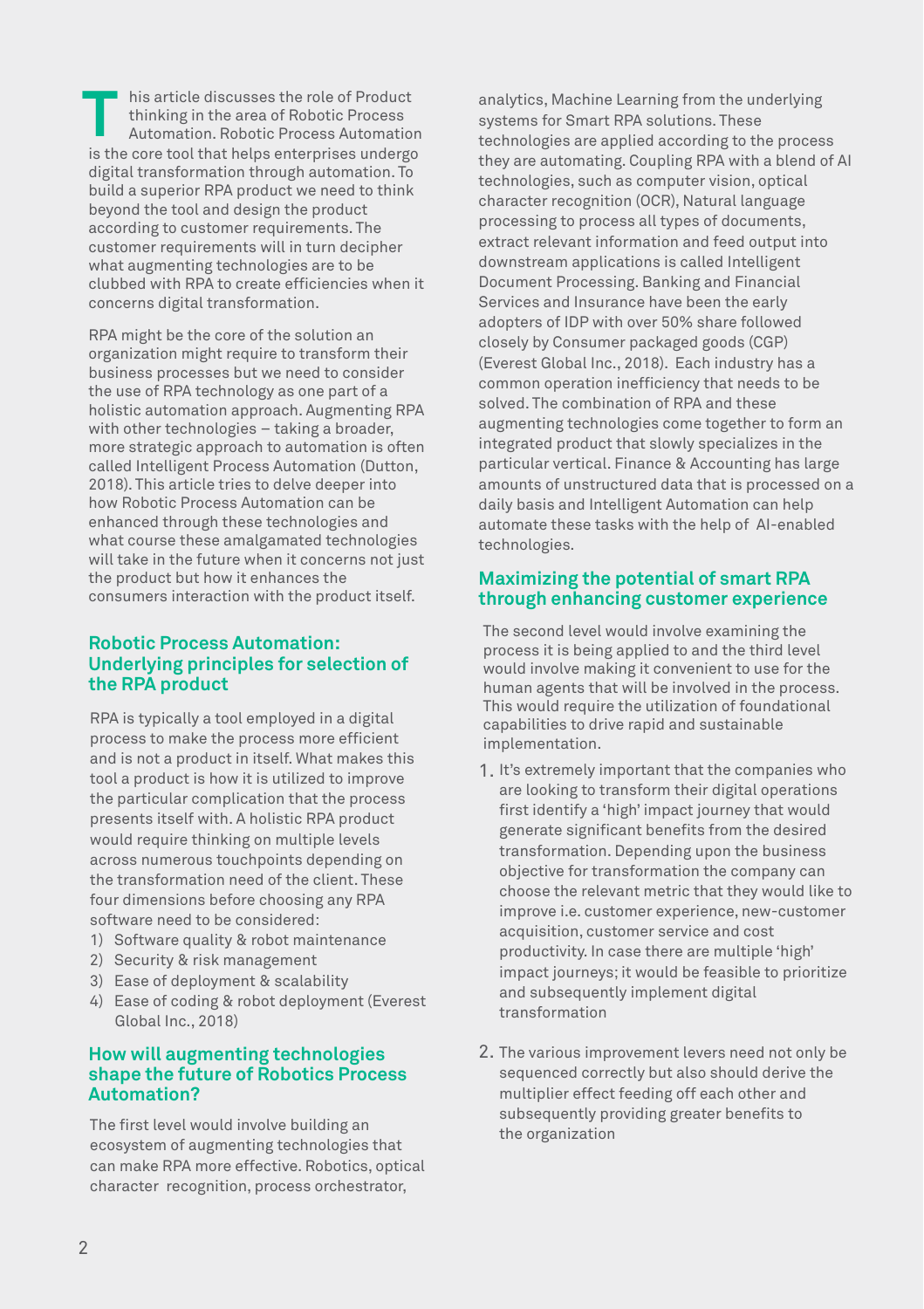This article discusses the role of Product thinking in the area of Robotic Process Automation. Robotic Process Automation is the core tool that helps enterprises undergo digital transformation through automation. To build a superior RPA product we need to think beyond the tool and design the product according to customer requirements. The customer requirements will in turn decipher what augmenting technologies are to be clubbed with RPA to create efficiencies when it concerns digital transformation.

RPA might be the core of the solution an organization might require to transform their business processes but we need to consider the use of RPA technology as one part of a holistic automation approach. Augmenting RPA with other technologies – taking a broader, more strategic approach to automation is often called Intelligent Process Automation (Dutton, 2018). This article tries to delve deeper into how Robotic Process Automation can be enhanced through these technologies and what course these amalgamated technologies will take in the future when it concerns not just the product but how it enhances the consumers interaction with the product itself.

## Robotic Process Automation: Underlying principles for selection of the RPA product

RPA is typically a tool employed in a digital process to make the process more efficient and is not a product in itself. What makes this tool a product is how it is utilized to improve the particular complication that the process presents itself with. A holistic RPA product would require thinking on multiple levels across numerous touchpoints depending on the transformation need of the client. These four dimensions before choosing any RPA software need to be considered:

1) Software quality & robot maintenance
2) Security & risk management
3) Ease of deployment & scalability
4) Ease of coding & robot deployment (Everest Global Inc., 2018)

## How will augmenting technologies shape the future of Robotics Process Automation?

The first level would involve building an ecosystem of augmenting technologies that can make RPA more effective. Robotics, optical character recognition, process orchestrator, analytics, Machine Learning from the underlying systems for Smart RPA solutions. These technologies are applied according to the process they are automating. Coupling RPA with a blend of AI technologies, such as computer vision, optical character recognition (OCR), Natural language processing to process all types of documents, extract relevant information and feed output into downstream applications is called Intelligent Document Processing. Banking and Financial Services and Insurance have been the early adopters of IDP with over 50% share followed closely by Consumer packaged goods (CGP) (Everest Global Inc., 2018). Each industry has a common operation inefficiency that needs to be solved. The combination of RPA and these augmenting technologies come together to form an integrated product that slowly specializes in the particular vertical. Finance & Accounting has large amounts of unstructured data that is processed on a daily basis and Intelligent Automation can help automate these tasks with the help of AI-enabled technologies.

## Maximizing the potential of smart RPA through enhancing customer experience

The second level would involve examining the process it is being applied to and the third level would involve making it convenient to use for the human agents that will be involved in the process. This would require the utilization of foundational capabilities to drive rapid and sustainable implementation.

1. It's extremely important that the companies who are looking to transform their digital operations first identify a 'high' impact journey that would generate significant benefits from the desired transformation. Depending upon the business objective for transformation the company can choose the relevant metric that they would like to improve i.e. customer experience, new-customer acquisition, customer service and cost productivity. In case there are multiple 'high' impact journeys; it would be feasible to prioritize and subsequently implement digital transformation

2. The various improvement levers need not only be sequenced correctly but also should derive the multiplier effect feeding off each other and subsequently providing greater benefits to the organization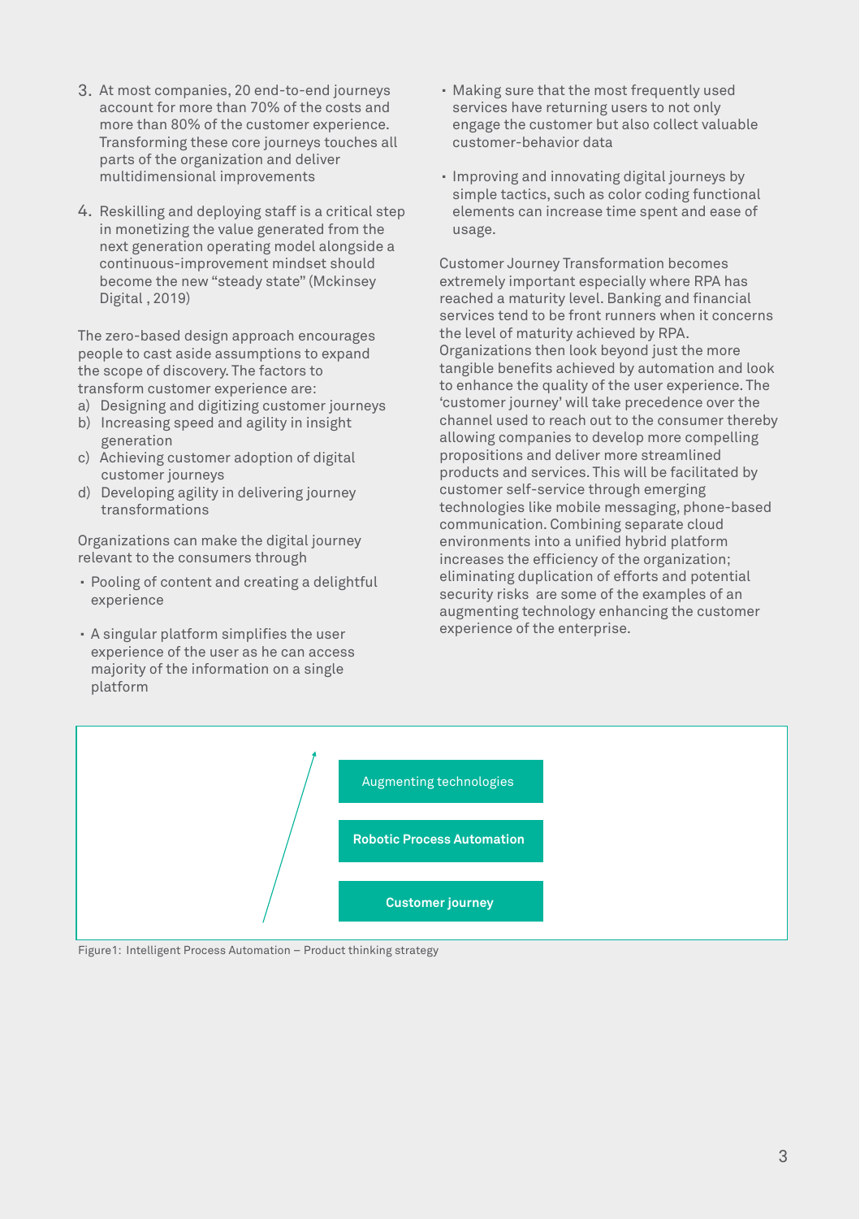3. At most companies, 20 end-to-end journeys account for more than 70% of the costs and more than 80% of the customer experience. Transforming these core journeys touches all parts of the organization and deliver multidimensional improvements

4. Reskilling and deploying staff is a critical step in monetizing the value generated from the next generation operating model alongside a continuous-improvement mindset should become the new "steady state" (Mckinsey Digital , 2019)

The zero-based design approach encourages people to cast aside assumptions to expand the scope of discovery. The factors to transform customer experience are:

a) Designing and digitizing customer journeys
b) Increasing speed and agility in insight generation
c) Achieving customer adoption of digital customer journeys
d) Developing agility in delivering journey transformations

Organizations can make the digital journey relevant to the consumers through

- Pooling of content and creating a delightful experience
- A singular platform simplifies the user experience of the user as he can access majority of the information on a single platform
- Making sure that the most frequently used services have returning users to not only engage the customer but also collect valuable customer-behavior data
- Improving and innovating digital journeys by simple tactics, such as color coding functional elements can increase time spent and ease of usage.

Customer Journey Transformation becomes extremely important especially where RPA has reached a maturity level. Banking and financial services tend to be front runners when it concerns the level of maturity achieved by RPA. Organizations then look beyond just the more tangible benefits achieved by automation and look to enhance the quality of the user experience. The 'customer journey' will take precedence over the channel used to reach out to the consumer thereby allowing companies to develop more compelling propositions and deliver more streamlined products and services. This will be facilitated by customer self-service through emerging technologies like mobile messaging, phone-based communication. Combining separate cloud environments into a unified hybrid platform increases the efficiency of the organization; eliminating duplication of efforts and potential security risks are some of the examples of an augmenting technology enhancing the customer experience of the enterprise.

Augmenting technologies

**Robotic Process Automation**

**Customer journey**

Figure1: Intelligent Process Automation – Product thinking strategy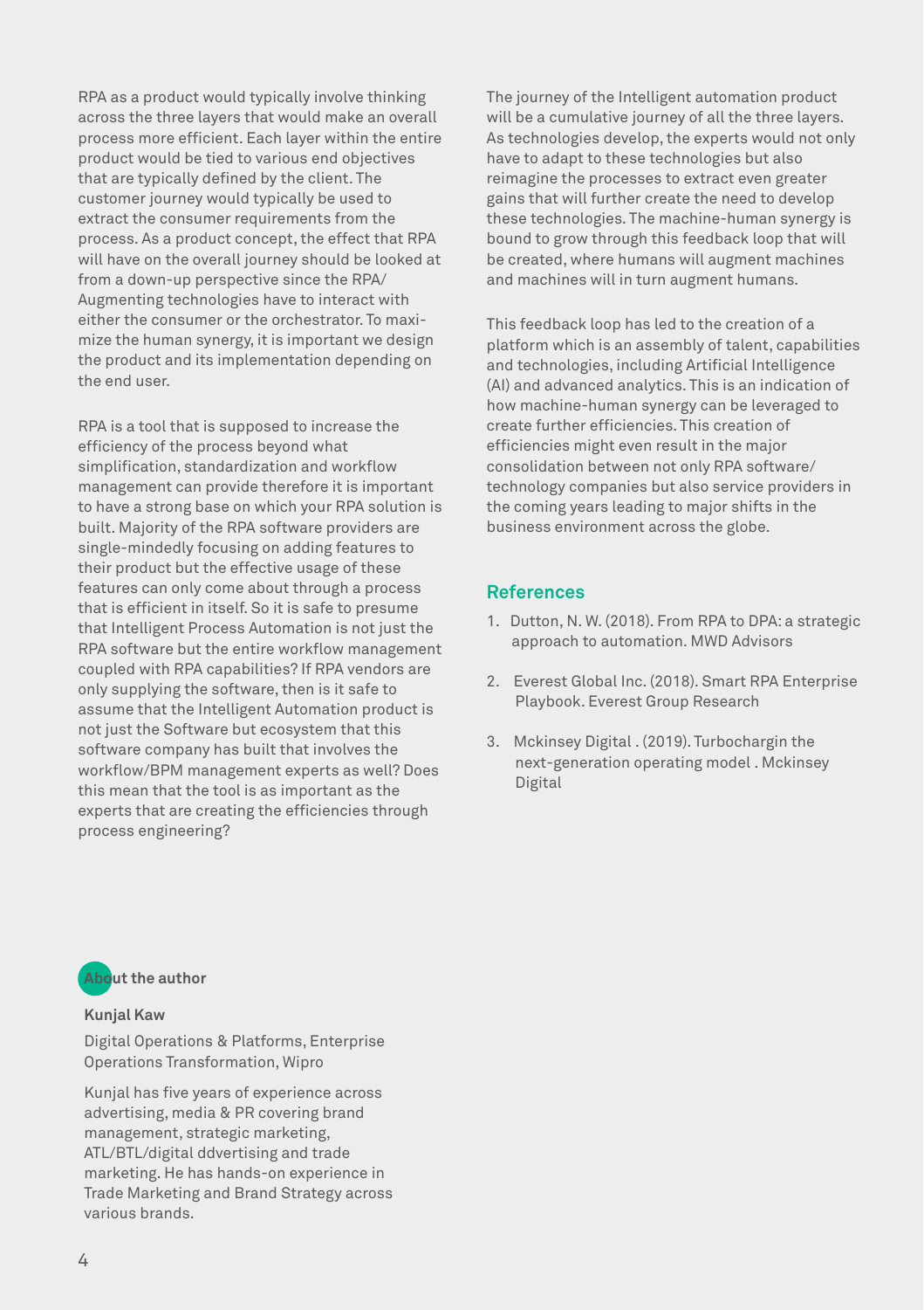RPA as a product would typically involve thinking across the three layers that would make an overall process more efficient. Each layer within the entire product would be tied to various end objectives that are typically defined by the client. The customer journey would typically be used to extract the consumer requirements from the process. As a product concept, the effect that RPA will have on the overall journey should be looked at from a down-up perspective since the RPA/ Augmenting technologies have to interact with either the consumer or the orchestrator. To maximize the human synergy, it is important we design the product and its implementation depending on the end user.

RPA is a tool that is supposed to increase the efficiency of the process beyond what simplification, standardization and workflow management can provide therefore it is important to have a strong base on which your RPA solution is built. Majority of the RPA software providers are single-mindedly focusing on adding features to their product but the effective usage of these features can only come about through a process that is efficient in itself. So it is safe to presume that Intelligent Process Automation is not just the RPA software but the entire workflow management coupled with RPA capabilities? If RPA vendors are only supplying the software, then is it safe to assume that the Intelligent Automation product is not just the Software but ecosystem that this software company has built that involves the workflow/BPM management experts as well? Does this mean that the tool is as important as the experts that are creating the efficiencies through process engineering?

The journey of the Intelligent automation product will be a cumulative journey of all the three layers. As technologies develop, the experts would not only have to adapt to these technologies but also reimagine the processes to extract even greater gains that will further create the need to develop these technologies. The machine-human synergy is bound to grow through this feedback loop that will be created, where humans will augment machines and machines will in turn augment humans.

This feedback loop has led to the creation of a platform which is an assembly of talent, capabilities and technologies, including Artificial Intelligence (AI) and advanced analytics. This is an indication of how machine-human synergy can be leveraged to create further efficiencies. This creation of efficiencies might even result in the major consolidation between not only RPA software/ technology companies but also service providers in the coming years leading to major shifts in the business environment across the globe.

## References

1. Dutton, N. W. (2018). From RPA to DPA: a strategic approach to automation. MWD Advisors
2. Everest Global Inc. (2018). Smart RPA Enterprise Playbook. Everest Group Research
3. Mckinsey Digital . (2019). Turbochargin the next-generation operating model . Mckinsey Digital

### About the author

**Kunjal Kaw**

Digital Operations & Platforms, Enterprise Operations Transformation, Wipro

Kunjal has five years of experience across advertising, media & PR covering brand management, strategic marketing, ATL/BTL/digital ddvertising and trade marketing. He has hands-on experience in Trade Marketing and Brand Strategy across various brands.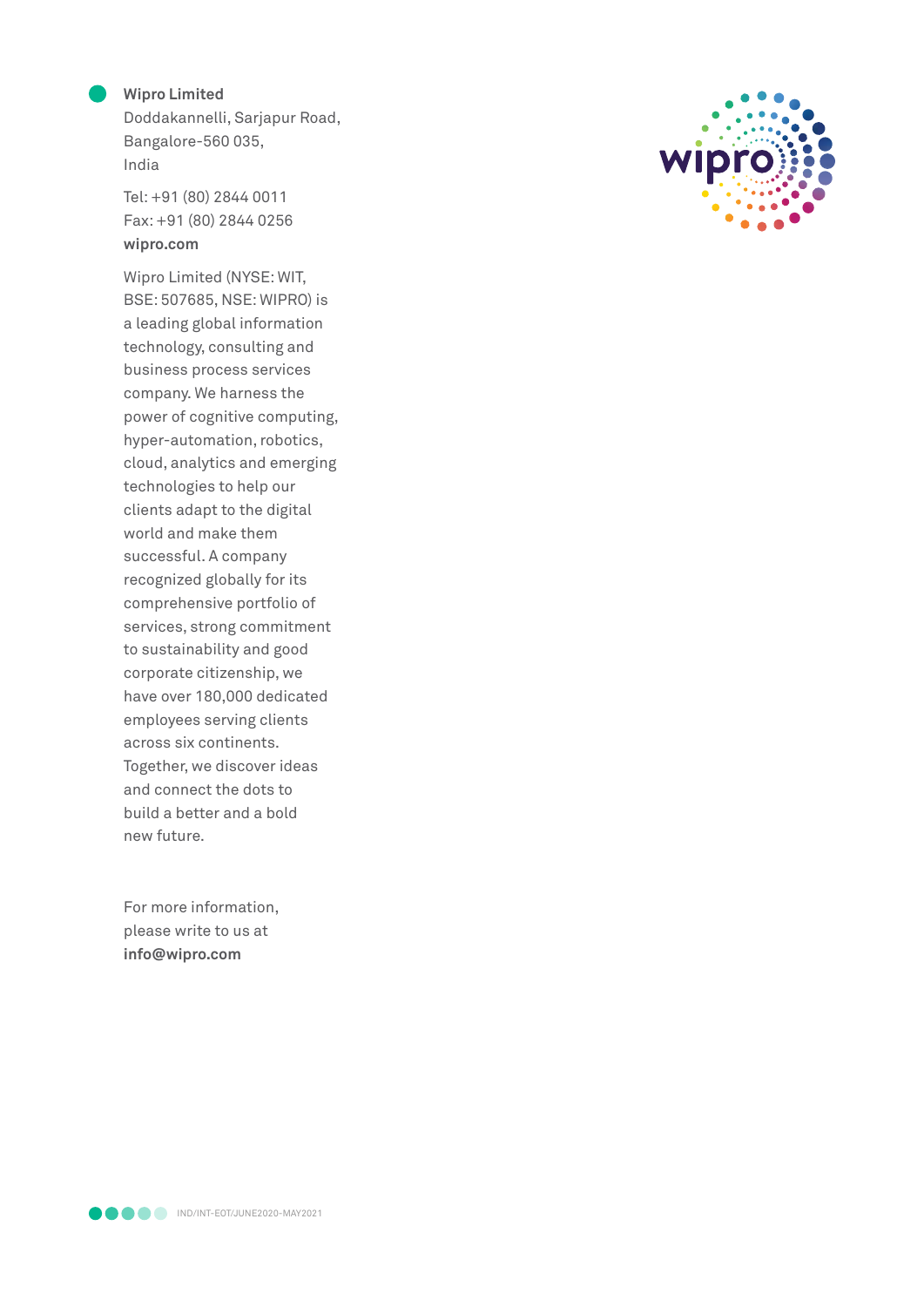**Wipro Limited**
Doddakannelli, Sarjapur Road,
Bangalore-560 035,
India

Tel: +91 (80) 2844 0011
Fax: +91 (80) 2844 0256
**wipro.com**

Wipro Limited (NYSE: WIT, BSE: 507685, NSE: WIPRO) is a leading global information technology, consulting and business process services company. We harness the power of cognitive computing, hyper-automation, robotics, cloud, analytics and emerging technologies to help our clients adapt to the digital world and make them successful. A company recognized globally for its comprehensive portfolio of services, strong commitment to sustainability and good corporate citizenship, we have over 180,000 dedicated employees serving clients across six continents. Together, we discover ideas and connect the dots to build a better and a bold new future.

For more information, please write to us at **info@wipro.com**

IND/INT-EOT/JUNE2020-MAY2021